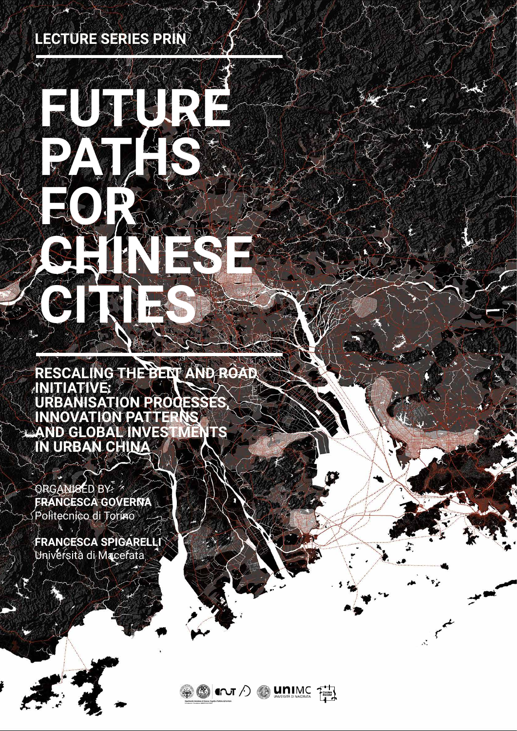LECTURE SERIES PRIN

# FUTURE PATHS FOR CHINESE CITIES

## RESCALING THE BELT AND ROAD INITIATIVE: URBANISATION PROCESSES, INNOVATION PATTERNS AND GLOBAL INVESTMENTS IN URBAN CHINA

ORGANISED BY:

**FRANCESCA GOVERNA**
Politecnico di Torino

**FRANCESCA SPIGARELLI**
Università di Macerata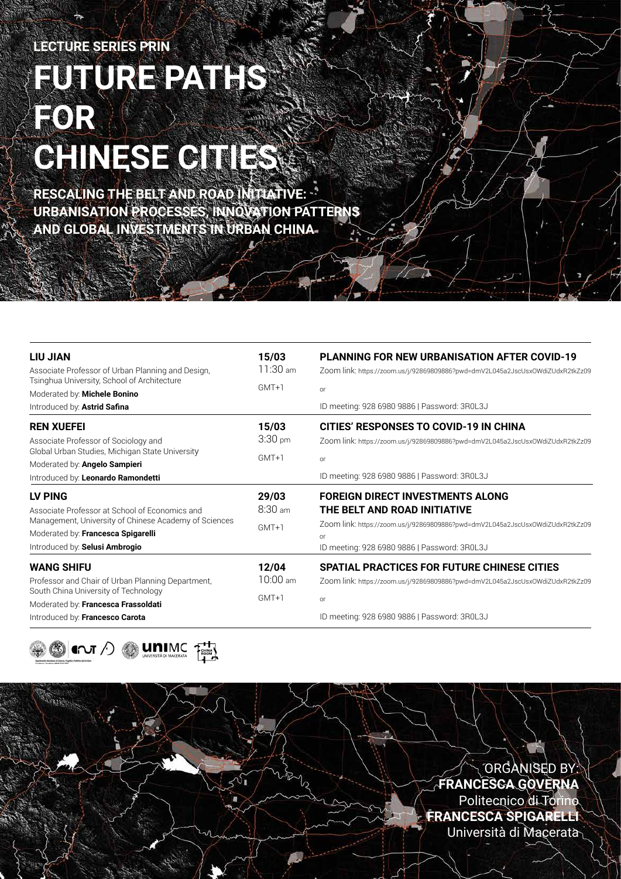LECTURE SERIES PRIN

# FUTURE PATHS FOR CHINESE CITIES

## RESCALING THE BELT AND ROAD INITIATIVE: URBANISATION PROCESSES, INNOVATION PATTERNS AND GLOBAL INVESTMENTS IN URBAN CHINA

| | | |
|---|---|---|
| **LIU JIAN**<br>Associate Professor of Urban Planning and Design, Tsinghua University, School of Architecture<br>Moderated by: **Michele Bonino**<br>Introduced by: **Astrid Safina** | **15/03**<br>11:30 am<br>GMT+1 | **PLANNING FOR NEW URBANISATION AFTER COVID-19**<br>Zoom link: https://zoom.us/j/92869809886?pwd=dmV2L045a2JscUsxOWdiZUdxR2tkZz09<br>or<br>ID meeting: 928 6980 9886 \| Password: 3R0L3J |
| **REN XUEFEI**<br>Associate Professor of Sociology and Global Urban Studies, Michigan State University<br>Moderated by: **Angelo Sampieri**<br>Introduced by: **Leonardo Ramondetti** | **15/03**<br>3:30 pm<br>GMT+1 | **CITIES' RESPONSES TO COVID-19 IN CHINA**<br>Zoom link: https://zoom.us/j/92869809886?pwd=dmV2L045a2JscUsxOWdiZUdxR2tkZz09<br>or<br>ID meeting: 928 6980 9886 \| Password: 3R0L3J |
| **LV PING**<br>Associate Professor at School of Economics and Management, University of Chinese Academy of Sciences<br>Moderated by: **Francesca Spigarelli**<br>Introduced by: **Selusi Ambrogio** | **29/03**<br>8:30 am<br>GMT+1 | **FOREIGN DIRECT INVESTMENTS ALONG THE BELT AND ROAD INITIATIVE**<br>Zoom link: https://zoom.us/j/92869809886?pwd=dmV2L045a2JscUsxOWdiZUdxR2tkZz09<br>or<br>ID meeting: 928 6980 9886 \| Password: 3R0L3J |
| **WANG SHIFU**<br>Professor and Chair of Urban Planning Department, South China University of Technology<br>Moderated by: **Francesca Frassoldati**<br>Introduced by: **Francesco Carota** | **12/04**<br>10:00 am<br>GMT+1 | **SPATIAL PRACTICES FOR FUTURE CHINESE CITIES**<br>Zoom link: https://zoom.us/j/92869809886?pwd=dmV2L045a2JscUsxOWdiZUdxR2tkZz09<br>or<br>ID meeting: 928 6980 9886 \| Password: 3R0L3J |

ORGANISED BY:

**FRANCESCA GOVERNA**
Politecnico di Torino

**FRANCESCA SPIGARELLI**
Università di Macerata